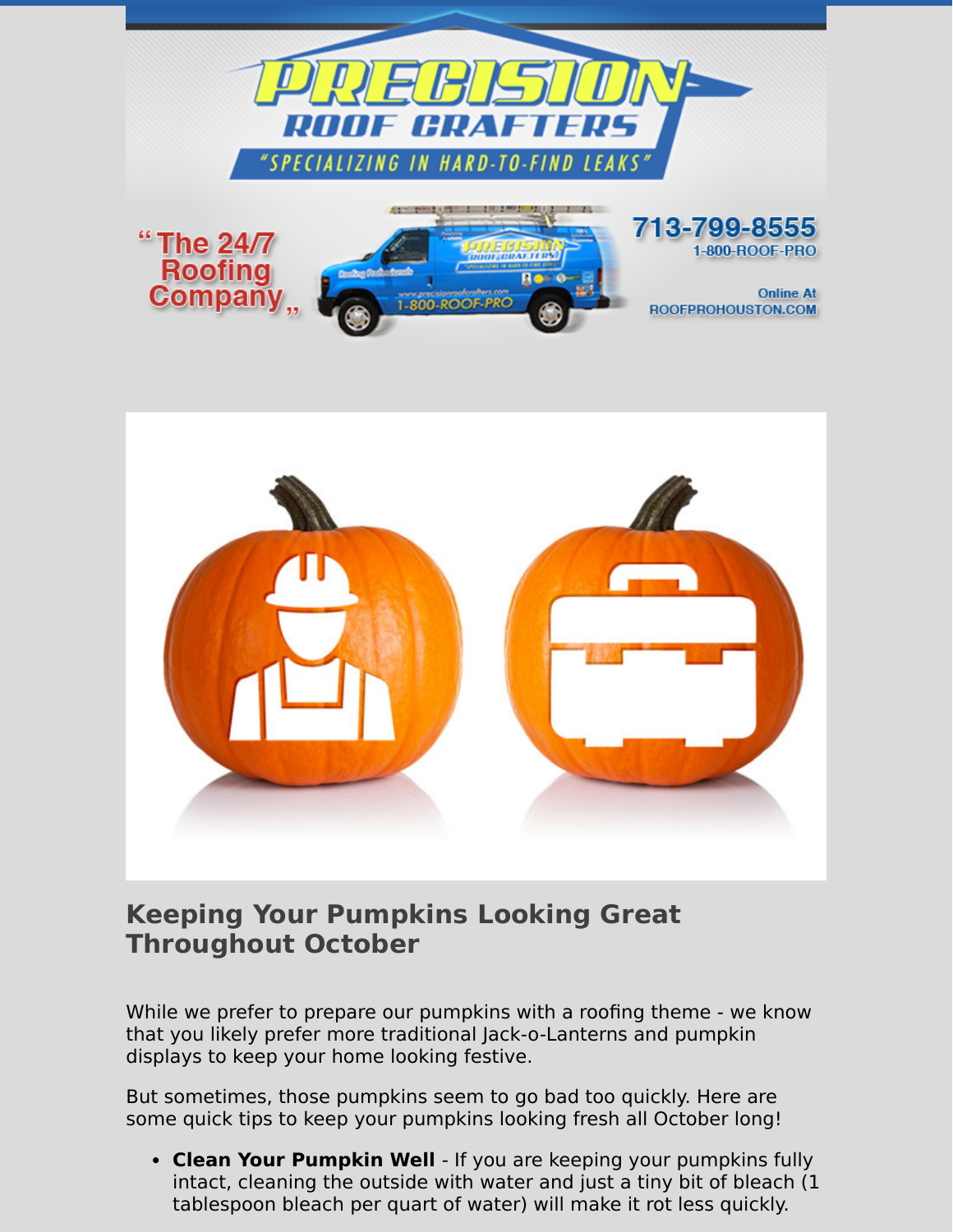PRECISION ROOF CRAFTERS

"SPECIALIZING IN HARD-TO-FIND LEAKS"

"The 24/7 Roofing Company"

713-799-8555
1-800-ROOF-PRO

Online At
ROOFPROHOUSTON.COM

## Keeping Your Pumpkins Looking Great Throughout October

While we prefer to prepare our pumpkins with a roofing theme - we know that you likely prefer more traditional Jack-o-Lanterns and pumpkin displays to keep your home looking festive.

But sometimes, those pumpkins seem to go bad too quickly. Here are some quick tips to keep your pumpkins looking fresh all October long!

- **Clean Your Pumpkin Well** - If you are keeping your pumpkins fully intact, cleaning the outside with water and just a tiny bit of bleach (1 tablespoon bleach per quart of water) will make it rot less quickly.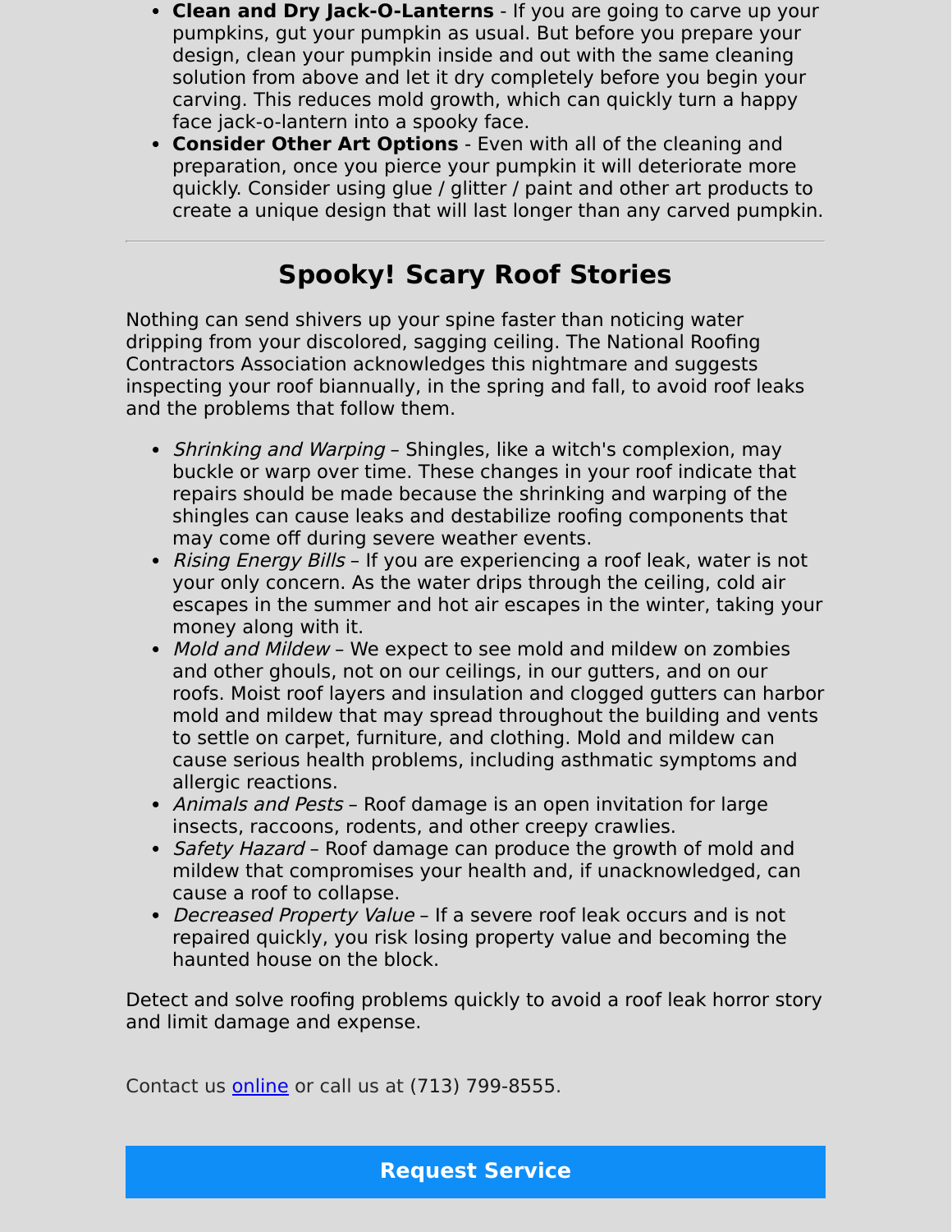- **Clean and Dry Jack-O-Lanterns** - If you are going to carve up your pumpkins, gut your pumpkin as usual. But before you prepare your design, clean your pumpkin inside and out with the same cleaning solution from above and let it dry completely before you begin your carving. This reduces mold growth, which can quickly turn a happy face jack-o-lantern into a spooky face.
- **Consider Other Art Options** - Even with all of the cleaning and preparation, once you pierce your pumpkin it will deteriorate more quickly. Consider using glue / glitter / paint and other art products to create a unique design that will last longer than any carved pumpkin.

---

## Spooky! Scary Roof Stories

Nothing can send shivers up your spine faster than noticing water dripping from your discolored, sagging ceiling. The National Roofing Contractors Association acknowledges this nightmare and suggests inspecting your roof biannually, in the spring and fall, to avoid roof leaks and the problems that follow them.

- *Shrinking and Warping* – Shingles, like a witch's complexion, may buckle or warp over time. These changes in your roof indicate that repairs should be made because the shrinking and warping of the shingles can cause leaks and destabilize roofing components that may come off during severe weather events.
- *Rising Energy Bills* – If you are experiencing a roof leak, water is not your only concern. As the water drips through the ceiling, cold air escapes in the summer and hot air escapes in the winter, taking your money along with it.
- *Mold and Mildew* – We expect to see mold and mildew on zombies and other ghouls, not on our ceilings, in our gutters, and on our roofs. Moist roof layers and insulation and clogged gutters can harbor mold and mildew that may spread throughout the building and vents to settle on carpet, furniture, and clothing. Mold and mildew can cause serious health problems, including asthmatic symptoms and allergic reactions.
- *Animals and Pests* – Roof damage is an open invitation for large insects, raccoons, rodents, and other creepy crawlies.
- *Safety Hazard* – Roof damage can produce the growth of mold and mildew that compromises your health and, if unacknowledged, can cause a roof to collapse.
- *Decreased Property Value* – If a severe roof leak occurs and is not repaired quickly, you risk losing property value and becoming the haunted house on the block.

Detect and solve roofing problems quickly to avoid a roof leak horror story and limit damage and expense.

Contact us [online] or call us at (713) 799-8555.

**Request Service**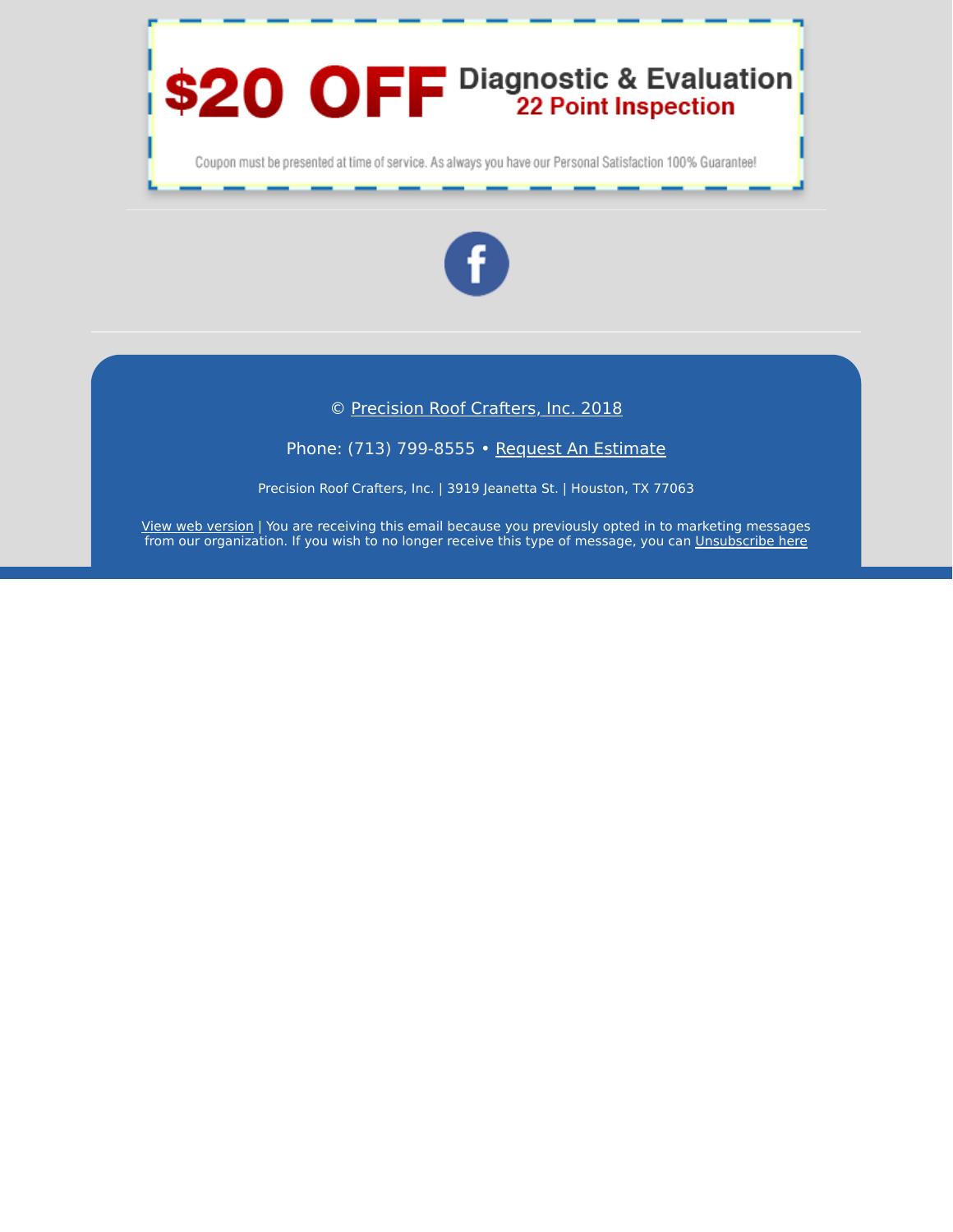$20 OFF Diagnostic & Evaluation
22 Point Inspection

Coupon must be presented at time of service. As always you have our Personal Satisfaction 100% Guarantee!

---

© Precision Roof Crafters, Inc. 2018

Phone: (713) 799-8555 • Request An Estimate

Precision Roof Crafters, Inc. | 3919 Jeanetta St. | Houston, TX 77063

View web version | You are receiving this email because you previously opted in to marketing messages from our organization. If you wish to no longer receive this type of message, you can Unsubscribe here